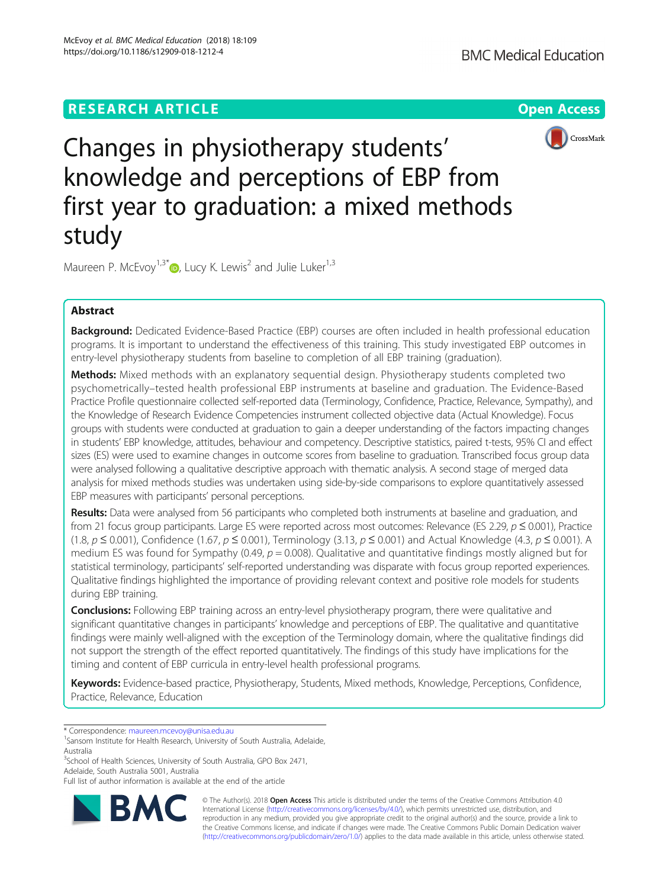RESEARCH ARTICLE

Open Access

# Changes in physiotherapy students' knowledge and perceptions of EBP from first year to graduation: a mixed methods study

Maureen P. McEvoy[1,3*], Lucy K. Lewis[2] and Julie Luker[1,3]

## Abstract

**Background:** Dedicated Evidence-Based Practice (EBP) courses are often included in health professional education programs. It is important to understand the effectiveness of this training. This study investigated EBP outcomes in entry-level physiotherapy students from baseline to completion of all EBP training (graduation).

**Methods:** Mixed methods with an explanatory sequential design. Physiotherapy students completed two psychometrically–tested health professional EBP instruments at baseline and graduation. The Evidence-Based Practice Profile questionnaire collected self-reported data (Terminology, Confidence, Practice, Relevance, Sympathy), and the Knowledge of Research Evidence Competencies instrument collected objective data (Actual Knowledge). Focus groups with students were conducted at graduation to gain a deeper understanding of the factors impacting changes in students' EBP knowledge, attitudes, behaviour and competency. Descriptive statistics, paired t-tests, 95% CI and effect sizes (ES) were used to examine changes in outcome scores from baseline to graduation. Transcribed focus group data were analysed following a qualitative descriptive approach with thematic analysis. A second stage of merged data analysis for mixed methods studies was undertaken using side-by-side comparisons to explore quantitatively assessed EBP measures with participants' personal perceptions.

**Results:** Data were analysed from 56 participants who completed both instruments at baseline and graduation, and from 21 focus group participants. Large ES were reported across most outcomes: Relevance (ES 2.29, $p \le 0.001$), Practice (1.8, $p \le 0.001$), Confidence (1.67, $p \le 0.001$), Terminology (3.13, $p \le 0.001$) and Actual Knowledge (4.3, $p \le 0.001$). A medium ES was found for Sympathy (0.49, $p = 0.008$). Qualitative and quantitative findings mostly aligned but for statistical terminology, participants' self-reported understanding was disparate with focus group reported experiences. Qualitative findings highlighted the importance of providing relevant context and positive role models for students during EBP training.

**Conclusions:** Following EBP training across an entry-level physiotherapy program, there were qualitative and significant quantitative changes in participants' knowledge and perceptions of EBP. The qualitative and quantitative findings were mainly well-aligned with the exception of the Terminology domain, where the qualitative findings did not support the strength of the effect reported quantitatively. The findings of this study have implications for the timing and content of EBP curricula in entry-level health professional programs.

**Keywords:** Evidence-based practice, Physiotherapy, Students, Mixed methods, Knowledge, Perceptions, Confidence, Practice, Relevance, Education

\* Correspondence: maureen.mcevoy@unisa.edu.au
[1]Sansom Institute for Health Research, University of South Australia, Adelaide, Australia
[3]School of Health Sciences, University of South Australia, GPO Box 2471, Adelaide, South Australia 5001, Australia
Full list of author information is available at the end of the article

© The Author(s). 2018 **Open Access** This article is distributed under the terms of the Creative Commons Attribution 4.0 International License (http://creativecommons.org/licenses/by/4.0/), which permits unrestricted use, distribution, and reproduction in any medium, provided you give appropriate credit to the original author(s) and the source, provide a link to the Creative Commons license, and indicate if changes were made. The Creative Commons Public Domain Dedication waiver (http://creativecommons.org/publicdomain/zero/1.0/) applies to the data made available in this article, unless otherwise stated.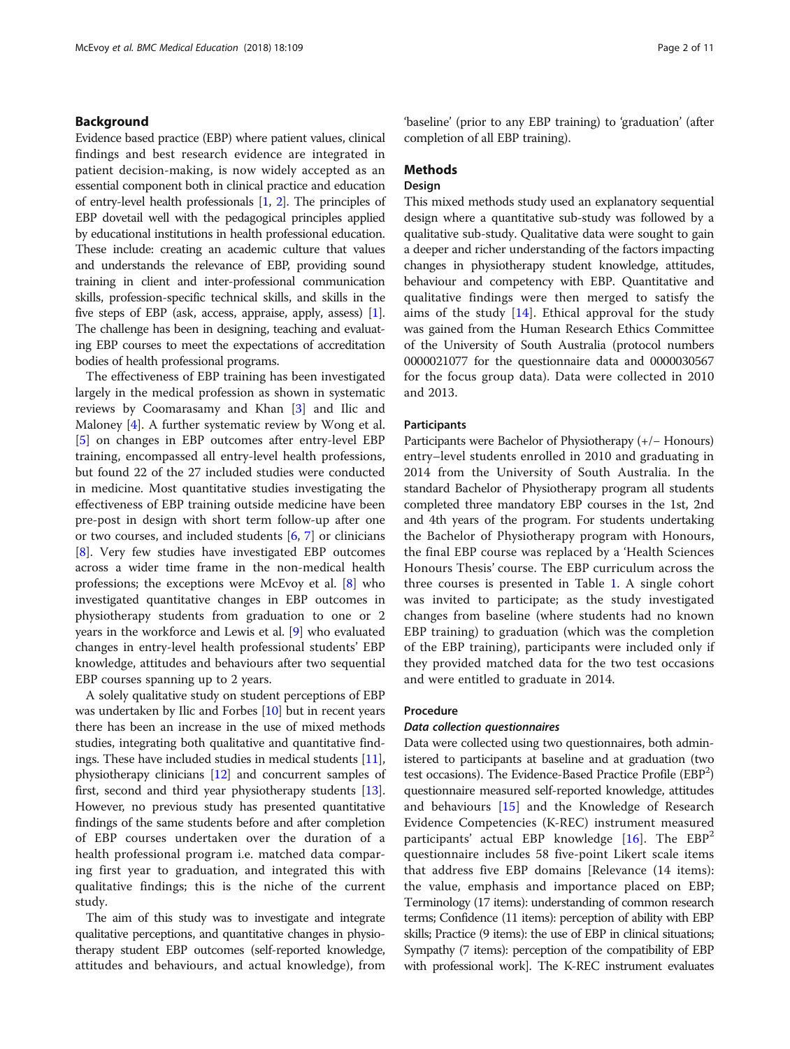## Background

Evidence based practice (EBP) where patient values, clinical findings and best research evidence are integrated in patient decision-making, is now widely accepted as an essential component both in clinical practice and education of entry-level health professionals [1, 2]. The principles of EBP dovetail well with the pedagogical principles applied by educational institutions in health professional education. These include: creating an academic culture that values and understands the relevance of EBP, providing sound training in client and inter-professional communication skills, profession-specific technical skills, and skills in the five steps of EBP (ask, access, appraise, apply, assess) [1]. The challenge has been in designing, teaching and evaluating EBP courses to meet the expectations of accreditation bodies of health professional programs.

The effectiveness of EBP training has been investigated largely in the medical profession as shown in systematic reviews by Coomarasamy and Khan [3] and Ilic and Maloney [4]. A further systematic review by Wong et al. [5] on changes in EBP outcomes after entry-level EBP training, encompassed all entry-level health professions, but found 22 of the 27 included studies were conducted in medicine. Most quantitative studies investigating the effectiveness of EBP training outside medicine have been pre-post in design with short term follow-up after one or two courses, and included students [6, 7] or clinicians [8]. Very few studies have investigated EBP outcomes across a wider time frame in the non-medical health professions; the exceptions were McEvoy et al. [8] who investigated quantitative changes in EBP outcomes in physiotherapy students from graduation to one or 2 years in the workforce and Lewis et al. [9] who evaluated changes in entry-level health professional students' EBP knowledge, attitudes and behaviours after two sequential EBP courses spanning up to 2 years.

A solely qualitative study on student perceptions of EBP was undertaken by Ilic and Forbes [10] but in recent years there has been an increase in the use of mixed methods studies, integrating both qualitative and quantitative findings. These have included studies in medical students [11], physiotherapy clinicians [12] and concurrent samples of first, second and third year physiotherapy students [13]. However, no previous study has presented quantitative findings of the same students before and after completion of EBP courses undertaken over the duration of a health professional program i.e. matched data comparing first year to graduation, and integrated this with qualitative findings; this is the niche of the current study.

The aim of this study was to investigate and integrate qualitative perceptions, and quantitative changes in physiotherapy student EBP outcomes (self-reported knowledge, attitudes and behaviours, and actual knowledge), from 'baseline' (prior to any EBP training) to 'graduation' (after completion of all EBP training).

## Methods

### Design

This mixed methods study used an explanatory sequential design where a quantitative sub-study was followed by a qualitative sub-study. Qualitative data were sought to gain a deeper and richer understanding of the factors impacting changes in physiotherapy student knowledge, attitudes, behaviour and competency with EBP. Quantitative and qualitative findings were then merged to satisfy the aims of the study [14]. Ethical approval for the study was gained from the Human Research Ethics Committee of the University of South Australia (protocol numbers 0000021077 for the questionnaire data and 0000030567 for the focus group data). Data were collected in 2010 and 2013.

### Participants

Participants were Bachelor of Physiotherapy (+/− Honours) entry–level students enrolled in 2010 and graduating in 2014 from the University of South Australia. In the standard Bachelor of Physiotherapy program all students completed three mandatory EBP courses in the 1st, 2nd and 4th years of the program. For students undertaking the Bachelor of Physiotherapy program with Honours, the final EBP course was replaced by a 'Health Sciences Honours Thesis' course. The EBP curriculum across the three courses is presented in Table 1. A single cohort was invited to participate; as the study investigated changes from baseline (where students had no known EBP training) to graduation (which was the completion of the EBP training), participants were included only if they provided matched data for the two test occasions and were entitled to graduate in 2014.

### Procedure

#### *Data collection questionnaires*

Data were collected using two questionnaires, both administered to participants at baseline and at graduation (two test occasions). The Evidence-Based Practice Profile ($EBP^2$) questionnaire measured self-reported knowledge, attitudes and behaviours [15] and the Knowledge of Research Evidence Competencies (K-REC) instrument measured participants' actual EBP knowledge [16]. The $EBP^2$ questionnaire includes 58 five-point Likert scale items that address five EBP domains [Relevance (14 items): the value, emphasis and importance placed on EBP; Terminology (17 items): understanding of common research terms; Confidence (11 items): perception of ability with EBP skills; Practice (9 items): the use of EBP in clinical situations; Sympathy (7 items): perception of the compatibility of EBP with professional work]. The K-REC instrument evaluates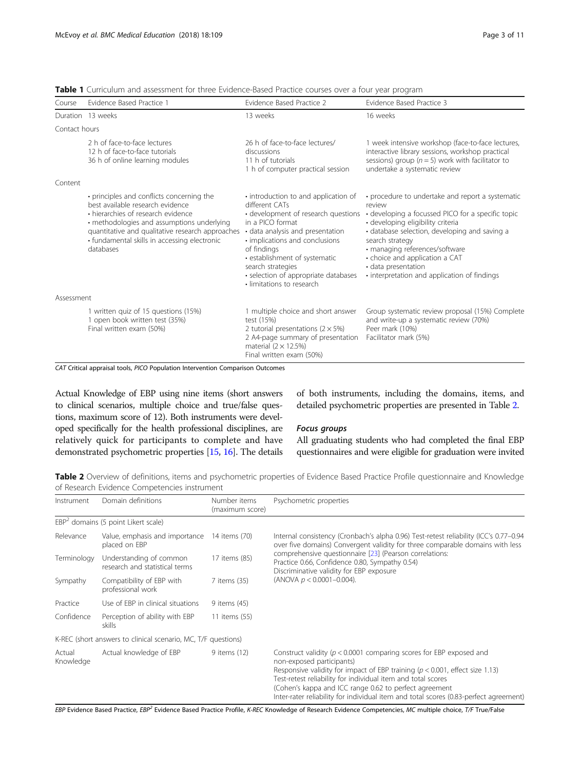**Table 1** Curriculum and assessment for three Evidence-Based Practice courses over a four year program

| Course | Evidence Based Practice 1 | Evidence Based Practice 2 | Evidence Based Practice 3 |
|---|---|---|---|
| Duration | 13 weeks | 13 weeks | 16 weeks |
| Contact hours | | | |
| | 2 h of face-to-face lectures<br>12 h of face-to-face tutorials<br>36 h of online learning modules | 26 h of face-to-face lectures/ discussions<br>11 h of tutorials<br>1 h of computer practical session | 1 week intensive workshop (face-to-face lectures, interactive library sessions, workshop practical sessions) group ($n = 5$) work with facilitator to undertake a systematic review |
| Content | | | |
| | • principles and conflicts concerning the best available research evidence<br>• hierarchies of research evidence<br>• methodologies and assumptions underlying quantitative and qualitative research approaches<br>• fundamental skills in accessing electronic databases | • introduction to and application of different CATs<br>• development of research questions in a PICO format<br>• data analysis and presentation<br>• implications and conclusions of findings<br>• establishment of systematic search strategies<br>• selection of appropriate databases<br>• limitations to research | • procedure to undertake and report a systematic review<br>• developing a focussed PICO for a specific topic<br>• developing eligibility criteria<br>• database selection, developing and saving a search strategy<br>• managing references/software<br>• choice and application a CAT<br>• data presentation<br>• interpretation and application of findings |
| Assessment | | | |
| | 1 written quiz of 15 questions (15%)<br>1 open book written test (35%)<br>Final written exam (50%) | 1 multiple choice and short answer test (15%)<br>2 tutorial presentations (2 × 5%)<br>2 A4-page summary of presentation material (2 × 12.5%)<br>Final written exam (50%) | Group systematic review proposal (15%) Complete and write-up a systematic review (70%)<br>Peer mark (10%)<br>Facilitator mark (5%) |

*CAT* Critical appraisal tools, *PICO* Population Intervention Comparison Outcomes

Actual Knowledge of EBP using nine items (short answers to clinical scenarios, multiple choice and true/false questions, maximum score of 12). Both instruments were developed specifically for the health professional disciplines, are relatively quick for participants to complete and have demonstrated psychometric properties [15, 16]. The details of both instruments, including the domains, items, and detailed psychometric properties are presented in Table 2.

#### *Focus groups*

All graduating students who had completed the final EBP questionnaires and were eligible for graduation were invited

**Table 2** Overview of definitions, items and psychometric properties of Evidence Based Practice Profile questionnaire and Knowledge of Research Evidence Competencies instrument

| Instrument | Domain definitions | Number items (maximum score) | Psychometric properties |
|---|---|---|---|
| EBP² domains (5 point Likert scale) | | | |
| Relevance | Value, emphasis and importance placed on EBP | 14 items (70) | Internal consistency (Cronbach's alpha 0.96) Test-retest reliability (ICC's 0.77–0.94 over five domains) Convergent validity for three comparable domains with less comprehensive questionnaire [23] (Pearson correlations: Practice 0.66, Confidence 0.80, Sympathy 0.54) Discriminative validity for EBP exposure (ANOVA $p < 0.0001$–0.004). |
| Terminology | Understanding of common research and statistical terms | 17 items (85) | |
| Sympathy | Compatibility of EBP with professional work | 7 items (35) | |
| Practice | Use of EBP in clinical situations | 9 items (45) | |
| Confidence | Perception of ability with EBP skills | 11 items (55) | |
| K-REC (short answers to clinical scenario, MC, T/F questions) | | | |
| Actual Knowledge | Actual knowledge of EBP | 9 items (12) | Construct validity ($p < 0.0001$ comparing scores for EBP exposed and non-exposed participants)<br>Responsive validity for impact of EBP training ($p < 0.001$, effect size 1.13)<br>Test-retest reliability for individual item and total scores<br>(Cohen's kappa and ICC range 0.62 to perfect agreement<br>Inter-rater reliability for individual item and total scores (0.83-perfect agreement) |

*EBP* Evidence Based Practice, *EBP²* Evidence Based Practice Profile, *K-REC* Knowledge of Research Evidence Competencies, *MC* multiple choice, *T/F* True/False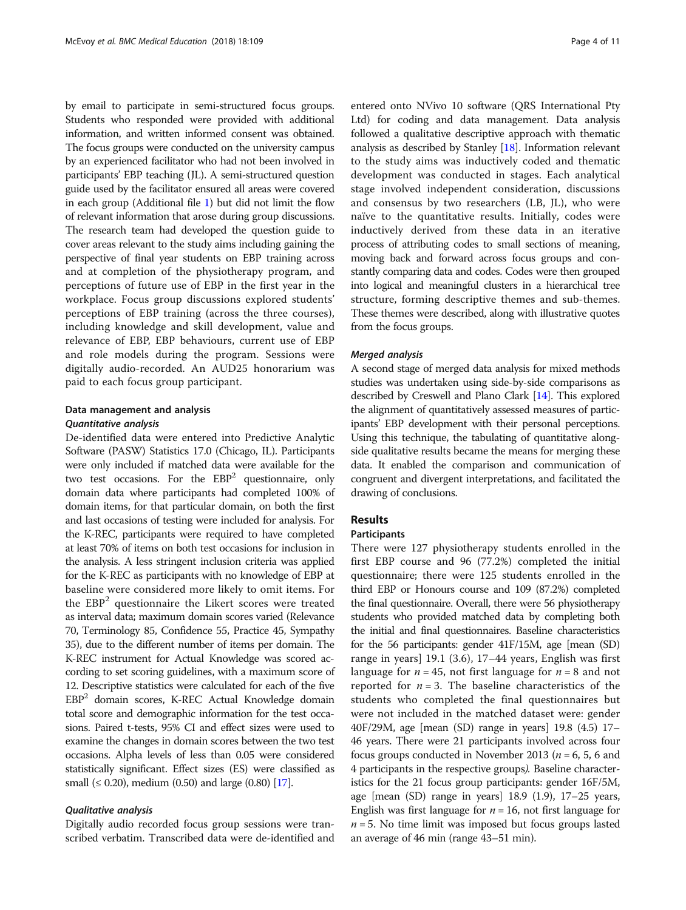by email to participate in semi-structured focus groups. Students who responded were provided with additional information, and written informed consent was obtained. The focus groups were conducted on the university campus by an experienced facilitator who had not been involved in participants' EBP teaching (JL). A semi-structured question guide used by the facilitator ensured all areas were covered in each group (Additional file 1) but did not limit the flow of relevant information that arose during group discussions. The research team had developed the question guide to cover areas relevant to the study aims including gaining the perspective of final year students on EBP training across and at completion of the physiotherapy program, and perceptions of future use of EBP in the first year in the workplace. Focus group discussions explored students' perceptions of EBP training (across the three courses), including knowledge and skill development, value and relevance of EBP, EBP behaviours, current use of EBP and role models during the program. Sessions were digitally audio-recorded. An AUD25 honorarium was paid to each focus group participant.

### Data management and analysis

#### *Quantitative analysis*

De-identified data were entered into Predictive Analytic Software (PASW) Statistics 17.0 (Chicago, IL). Participants were only included if matched data were available for the two test occasions. For the $EBP^2$ questionnaire, only domain data where participants had completed 100% of domain items, for that particular domain, on both the first and last occasions of testing were included for analysis. For the K-REC, participants were required to have completed at least 70% of items on both test occasions for inclusion in the analysis. A less stringent inclusion criteria was applied for the K-REC as participants with no knowledge of EBP at baseline were considered more likely to omit items. For the $EBP^2$ questionnaire the Likert scores were treated as interval data; maximum domain scores varied (Relevance 70, Terminology 85, Confidence 55, Practice 45, Sympathy 35), due to the different number of items per domain. The K-REC instrument for Actual Knowledge was scored according to set scoring guidelines, with a maximum score of 12. Descriptive statistics were calculated for each of the five $EBP^2$ domain scores, K-REC Actual Knowledge domain total score and demographic information for the test occasions. Paired t-tests, 95% CI and effect sizes were used to examine the changes in domain scores between the two test occasions. Alpha levels of less than 0.05 were considered statistically significant. Effect sizes (ES) were classified as small (≤ 0.20), medium (0.50) and large (0.80) [17].

#### *Qualitative analysis*

Digitally audio recorded focus group sessions were transcribed verbatim. Transcribed data were de-identified and entered onto NVivo 10 software (QRS International Pty Ltd) for coding and data management. Data analysis followed a qualitative descriptive approach with thematic analysis as described by Stanley [18]. Information relevant to the study aims was inductively coded and thematic development was conducted in stages. Each analytical stage involved independent consideration, discussions and consensus by two researchers (LB, JL), who were naïve to the quantitative results. Initially, codes were inductively derived from these data in an iterative process of attributing codes to small sections of meaning, moving back and forward across focus groups and constantly comparing data and codes. Codes were then grouped into logical and meaningful clusters in a hierarchical tree structure, forming descriptive themes and sub-themes. These themes were described, along with illustrative quotes from the focus groups.

#### *Merged analysis*

A second stage of merged data analysis for mixed methods studies was undertaken using side-by-side comparisons as described by Creswell and Plano Clark [14]. This explored the alignment of quantitatively assessed measures of participants' EBP development with their personal perceptions. Using this technique, the tabulating of quantitative alongside qualitative results became the means for merging these data. It enabled the comparison and communication of congruent and divergent interpretations, and facilitated the drawing of conclusions.

## Results

### Participants

There were 127 physiotherapy students enrolled in the first EBP course and 96 (77.2%) completed the initial questionnaire; there were 125 students enrolled in the third EBP or Honours course and 109 (87.2%) completed the final questionnaire. Overall, there were 56 physiotherapy students who provided matched data by completing both the initial and final questionnaires. Baseline characteristics for the 56 participants: gender 41F/15M, age [mean (SD) range in years] 19.1 (3.6), 17–44 years, English was first language for $n = 45$, not first language for $n = 8$ and not reported for $n = 3$. The baseline characteristics of the students who completed the final questionnaires but were not included in the matched dataset were: gender 40F/29M, age [mean (SD) range in years] 19.8 (4.5) 17–46 years. There were 21 participants involved across four focus groups conducted in November 2013 ($n = 6$, 5, 6 and 4 participants in the respective groups*)*. Baseline characteristics for the 21 focus group participants: gender 16F/5M, age [mean (SD) range in years] 18.9 (1.9), 17–25 years, English was first language for $n = 16$, not first language for $n = 5$. No time limit was imposed but focus groups lasted an average of 46 min (range 43–51 min).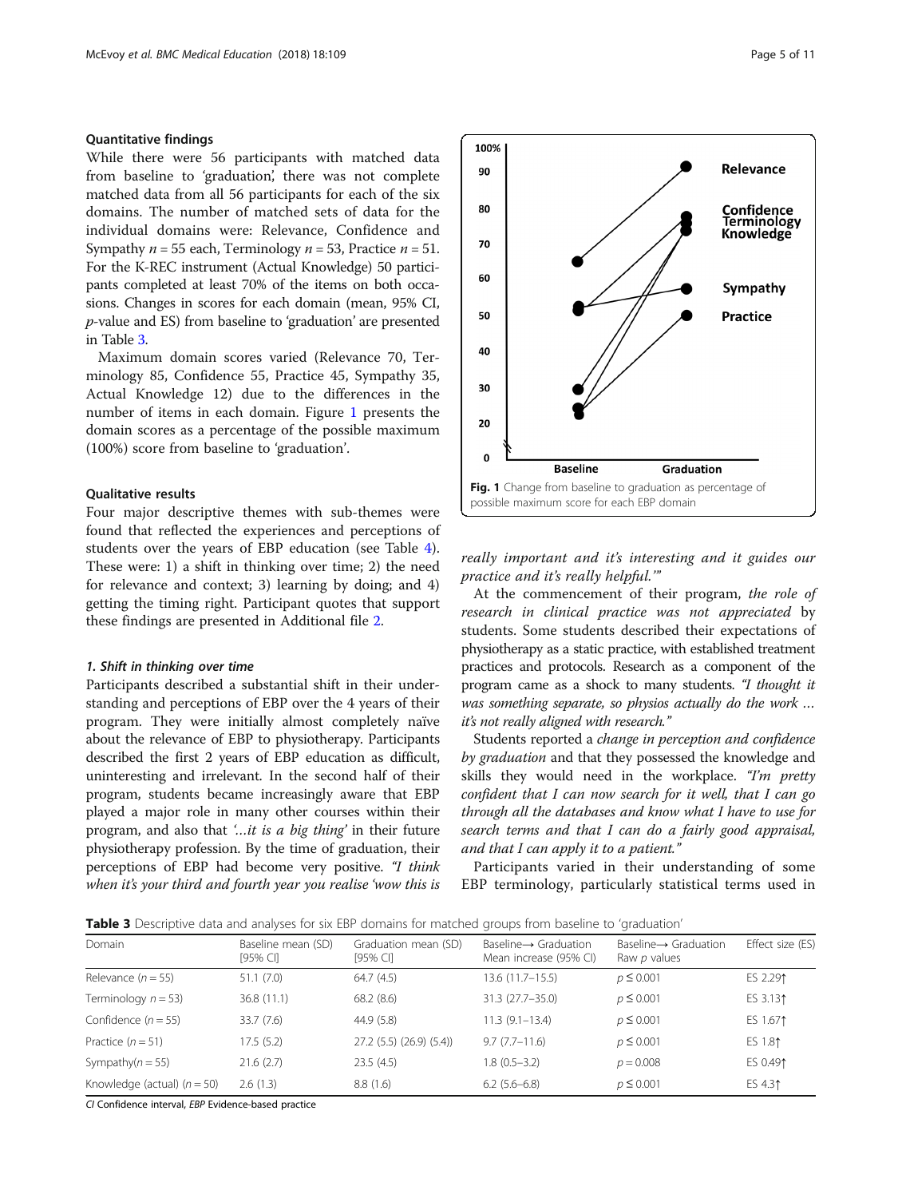### Quantitative findings

While there were 56 participants with matched data from baseline to 'graduation', there was not complete matched data from all 56 participants for each of the six domains. The number of matched sets of data for the individual domains were: Relevance, Confidence and Sympathy $n = 55$ each, Terminology $n = 53$, Practice $n = 51$. For the K-REC instrument (Actual Knowledge) 50 participants completed at least 70% of the items on both occasions. Changes in scores for each domain (mean, 95% CI, $p$-value and ES) from baseline to 'graduation' are presented in Table 3.

Maximum domain scores varied (Relevance 70, Terminology 85, Confidence 55, Practice 45, Sympathy 35, Actual Knowledge 12) due to the differences in the number of items in each domain. Figure 1 presents the domain scores as a percentage of the possible maximum (100%) score from baseline to 'graduation'.

**Fig. 1** Change from baseline to graduation as percentage of possible maximum score for each EBP domain

### Qualitative results

Four major descriptive themes with sub-themes were found that reflected the experiences and perceptions of students over the years of EBP education (see Table 4). These were: 1) a shift in thinking over time; 2) the need for relevance and context; 3) learning by doing; and 4) getting the timing right. Participant quotes that support these findings are presented in Additional file 2.

#### *1. Shift in thinking over time*

Participants described a substantial shift in their understanding and perceptions of EBP over the 4 years of their program. They were initially almost completely naïve about the relevance of EBP to physiotherapy. Participants described the first 2 years of EBP education as difficult, uninteresting and irrelevant. In the second half of their program, students became increasingly aware that EBP played a major role in many other courses within their program, and also that *'…it is a big thing'* in their future physiotherapy profession. By the time of graduation, their perceptions of EBP had become very positive. *"I think when it's your third and fourth year you realise 'wow this is really important and it's interesting and it guides our practice and it's really helpful.'"*

At the commencement of their program, *the role of research in clinical practice was not appreciated* by students. Some students described their expectations of physiotherapy as a static practice, with established treatment practices and protocols. Research as a component of the program came as a shock to many students. *"I thought it was something separate, so physios actually do the work … it's not really aligned with research."*

Students reported a *change in perception and confidence by graduation* and that they possessed the knowledge and skills they would need in the workplace. *"I'm pretty confident that I can now search for it well, that I can go through all the databases and know what I have to use for search terms and that I can do a fairly good appraisal, and that I can apply it to a patient."*

Participants varied in their understanding of some EBP terminology, particularly statistical terms used in

**Table 3** Descriptive data and analyses for six EBP domains for matched groups from baseline to 'graduation'

| Domain | Baseline mean (SD) [95% CI] | Graduation mean (SD) [95% CI] | Baseline→ Graduation Mean increase (95% CI) | Baseline→ Graduation Raw $p$ values | Effect size (ES) |
|---|---|---|---|---|---|
| Relevance ($n = 55$) | 51.1 (7.0) | 64.7 (4.5) | 13.6 (11.7–15.5) | $p \leq 0.001$ | ES 2.29↑ |
| Terminology $n = 53$ | 36.8 (11.1) | 68.2 (8.6) | 31.3 (27.7–35.0) | $p \leq 0.001$ | ES 3.13↑ |
| Confidence ($n = 55$) | 33.7 (7.6) | 44.9 (5.8) | 11.3 (9.1–13.4) | $p \leq 0.001$ | ES 1.67↑ |
| Practice ($n = 51$) | 17.5 (5.2) | 27.2 (5.5) (26.9) (5.4)) | 9.7 (7.7–11.6) | $p \leq 0.001$ | ES 1.8↑ |
| Sympathy($n = 55$) | 21.6 (2.7) | 23.5 (4.5) | 1.8 (0.5–3.2) | $p = 0.008$ | ES 0.49↑ |
| Knowledge (actual) ($n = 50$) | 2.6 (1.3) | 8.8 (1.6) | 6.2 (5.6–6.8) | $p \leq 0.001$ | ES 4.3↑ |

*CI* Confidence interval, *EBP* Evidence-based practice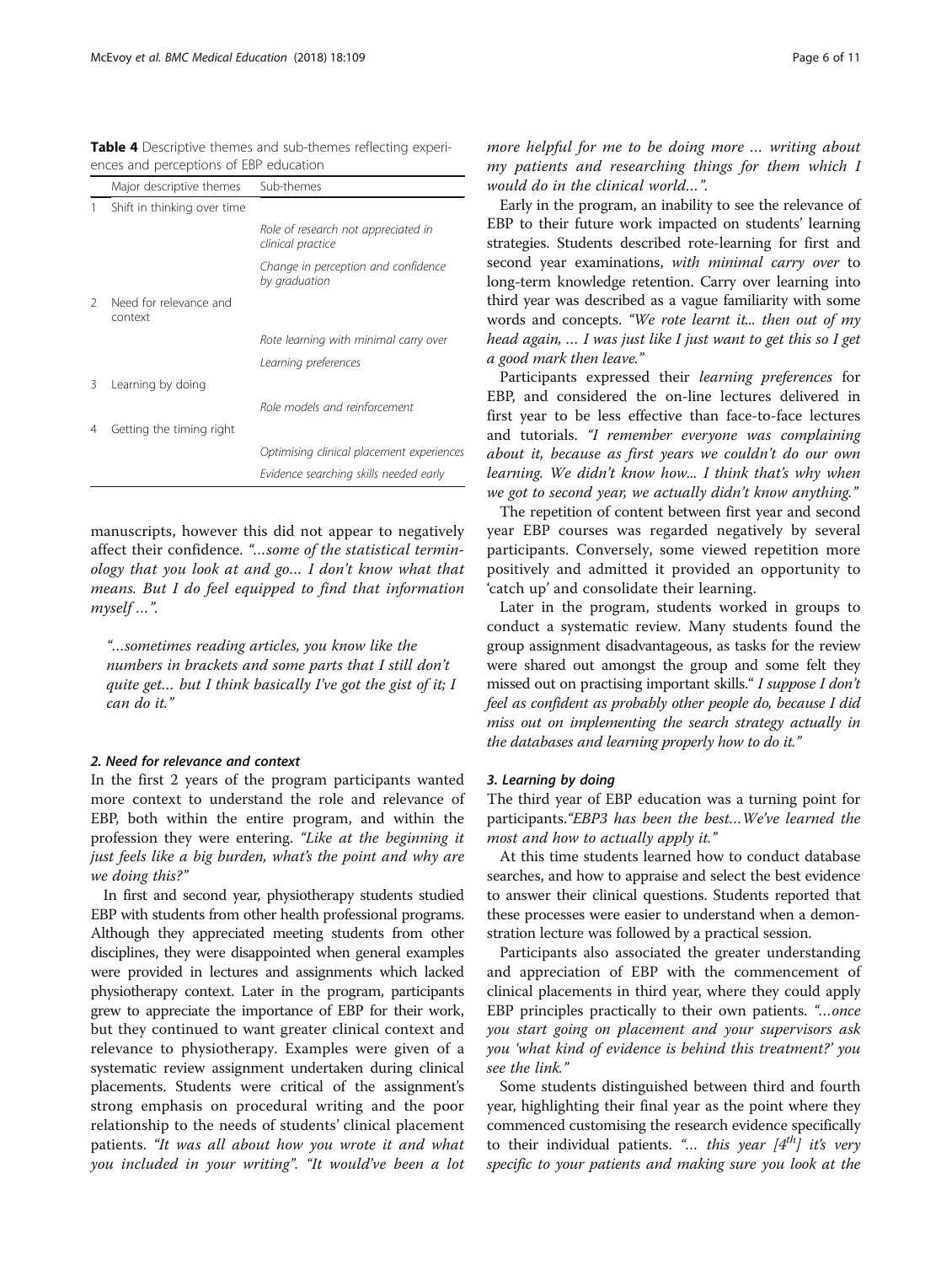**Table 4** Descriptive themes and sub-themes reflecting experiences and perceptions of EBP education

| | Major descriptive themes | Sub-themes |
|---|---|---|
| 1 | Shift in thinking over time | |
| | | *Role of research not appreciated in clinical practice* |
| | | *Change in perception and confidence by graduation* |
| 2 | Need for relevance and context | |
| | | *Rote learning with minimal carry over* |
| | | *Learning preferences* |
| 3 | Learning by doing | |
| | | *Role models and reinforcement* |
| 4 | Getting the timing right | |
| | | *Optimising clinical placement experiences* |
| | | *Evidence searching skills needed early* |

manuscripts, however this did not appear to negatively affect their confidence. *"…some of the statistical terminology that you look at and go… I don't know what that means. But I do feel equipped to find that information myself …".*

> *"…sometimes reading articles, you know like the numbers in brackets and some parts that I still don't quite get… but I think basically I've got the gist of it; I can do it."*

### 2. Need for relevance and context

In the first 2 years of the program participants wanted more context to understand the role and relevance of EBP, both within the entire program, and within the profession they were entering. *"Like at the beginning it just feels like a big burden, what's the point and why are we doing this?"*

In first and second year, physiotherapy students studied EBP with students from other health professional programs. Although they appreciated meeting students from other disciplines, they were disappointed when general examples were provided in lectures and assignments which lacked physiotherapy context. Later in the program, participants grew to appreciate the importance of EBP for their work, but they continued to want greater clinical context and relevance to physiotherapy. Examples were given of a systematic review assignment undertaken during clinical placements. Students were critical of the assignment's strong emphasis on procedural writing and the poor relationship to the needs of students' clinical placement patients. *"It was all about how you wrote it and what you included in your writing". "It would've been a lot more helpful for me to be doing more … writing about my patients and researching things for them which I would do in the clinical world…".*

Early in the program, an inability to see the relevance of EBP to their future work impacted on students' learning strategies. Students described rote-learning for first and second year examinations, *with minimal carry over* to long-term knowledge retention. Carry over learning into third year was described as a vague familiarity with some words and concepts. *"We rote learnt it... then out of my head again, … I was just like I just want to get this so I get a good mark then leave."*

Participants expressed their *learning preferences* for EBP, and considered the on-line lectures delivered in first year to be less effective than face-to-face lectures and tutorials. *"I remember everyone was complaining about it, because as first years we couldn't do our own learning. We didn't know how... I think that's why when we got to second year, we actually didn't know anything."*

The repetition of content between first year and second year EBP courses was regarded negatively by several participants. Conversely, some viewed repetition more positively and admitted it provided an opportunity to 'catch up' and consolidate their learning.

Later in the program, students worked in groups to conduct a systematic review. Many students found the group assignment disadvantageous, as tasks for the review were shared out amongst the group and some felt they missed out on practising important skills.*" I suppose I don't feel as confident as probably other people do, because I did miss out on implementing the search strategy actually in the databases and learning properly how to do it."*

### 3. Learning by doing

The third year of EBP education was a turning point for participants.*"EBP3 has been the best…We've learned the most and how to actually apply it."*

At this time students learned how to conduct database searches, and how to appraise and select the best evidence to answer their clinical questions. Students reported that these processes were easier to understand when a demonstration lecture was followed by a practical session.

Participants also associated the greater understanding and appreciation of EBP with the commencement of clinical placements in third year, where they could apply EBP principles practically to their own patients. *"…once you start going on placement and your supervisors ask you 'what kind of evidence is behind this treatment?' you see the link."*

Some students distinguished between third and fourth year, highlighting their final year as the point where they commenced customising the research evidence specifically to their individual patients. *"… this year [4th] it's very specific to your patients and making sure you look at the*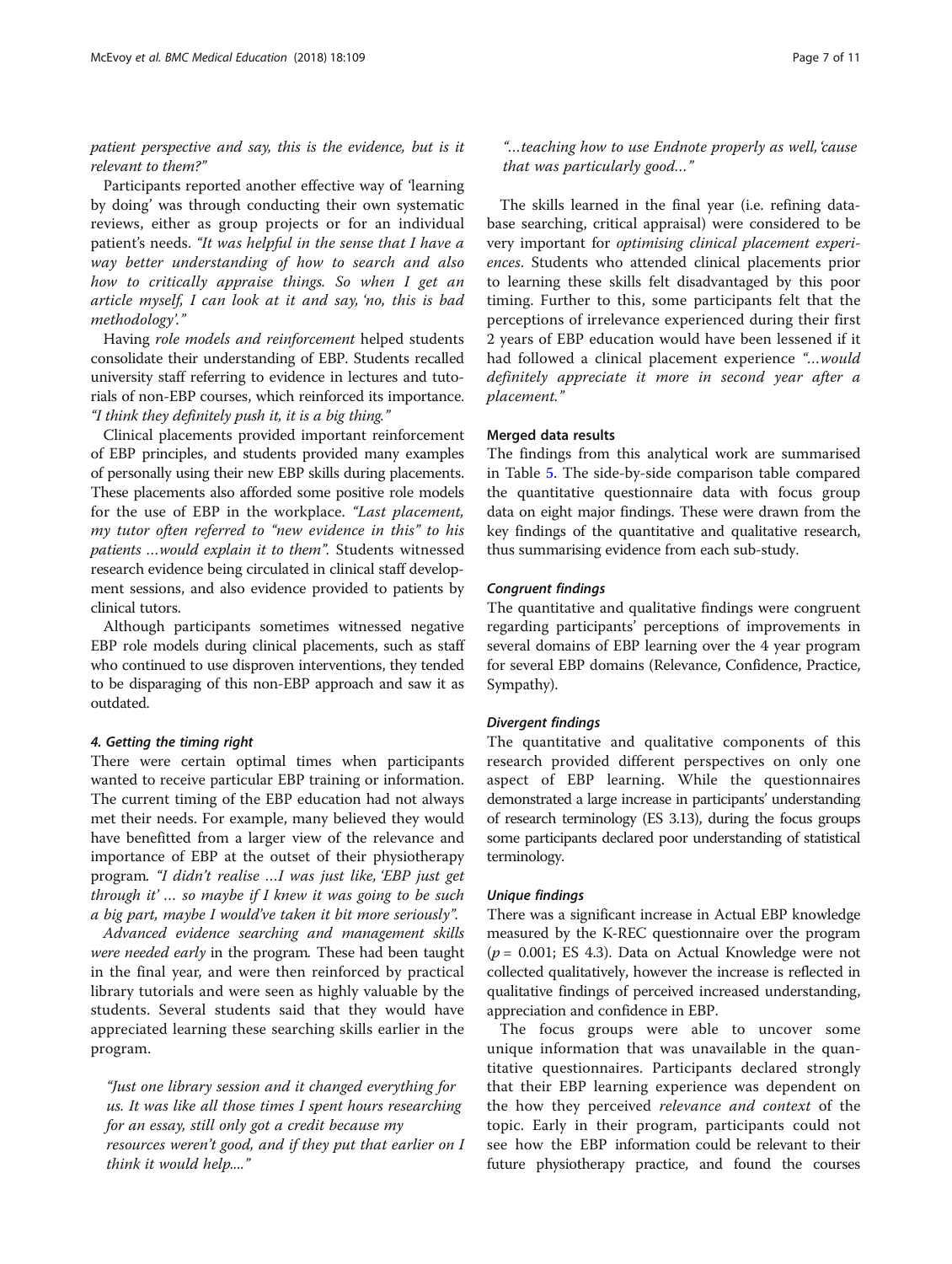*patient perspective and say, this is the evidence, but is it relevant to them?"*

Participants reported another effective way of 'learning by doing' was through conducting their own systematic reviews, either as group projects or for an individual patient's needs. *"It was helpful in the sense that I have a way better understanding of how to search and also how to critically appraise things. So when I get an article myself, I can look at it and say, 'no, this is bad methodology'."*

Having *role models and reinforcement* helped students consolidate their understanding of EBP. Students recalled university staff referring to evidence in lectures and tutorials of non-EBP courses, which reinforced its importance. *"I think they definitely push it, it is a big thing."*

Clinical placements provided important reinforcement of EBP principles, and students provided many examples of personally using their new EBP skills during placements. These placements also afforded some positive role models for the use of EBP in the workplace. *"Last placement, my tutor often referred to "new evidence in this" to his patients …would explain it to them".* Students witnessed research evidence being circulated in clinical staff development sessions, and also evidence provided to patients by clinical tutors.

Although participants sometimes witnessed negative EBP role models during clinical placements, such as staff who continued to use disproven interventions, they tended to be disparaging of this non-EBP approach and saw it as outdated.

#### *4. Getting the timing right*

There were certain optimal times when participants wanted to receive particular EBP training or information. The current timing of the EBP education had not always met their needs. For example, many believed they would have benefitted from a larger view of the relevance and importance of EBP at the outset of their physiotherapy program. *"I didn't realise …I was just like, 'EBP just get through it' … so maybe if I knew it was going to be such a big part, maybe I would've taken it bit more seriously".*

*Advanced evidence searching and management skills were needed early* in the program. These had been taught in the final year, and were then reinforced by practical library tutorials and were seen as highly valuable by the students. Several students said that they would have appreciated learning these searching skills earlier in the program.

> *"Just one library session and it changed everything for us. It was like all those times I spent hours researching for an essay, still only got a credit because my resources weren't good, and if they put that earlier on I think it would help...."*

> *"…teaching how to use Endnote properly as well, 'cause that was particularly good…"*

The skills learned in the final year (i.e. refining database searching, critical appraisal) were considered to be very important for *optimising clinical placement experiences*. Students who attended clinical placements prior to learning these skills felt disadvantaged by this poor timing. Further to this, some participants felt that the perceptions of irrelevance experienced during their first 2 years of EBP education would have been lessened if it had followed a clinical placement experience *"…would definitely appreciate it more in second year after a placement."*

### Merged data results

The findings from this analytical work are summarised in Table 5. The side-by-side comparison table compared the quantitative questionnaire data with focus group data on eight major findings. These were drawn from the key findings of the quantitative and qualitative research, thus summarising evidence from each sub-study.

#### *Congruent findings*

The quantitative and qualitative findings were congruent regarding participants' perceptions of improvements in several domains of EBP learning over the 4 year program for several EBP domains (Relevance, Confidence, Practice, Sympathy).

#### *Divergent findings*

The quantitative and qualitative components of this research provided different perspectives on only one aspect of EBP learning. While the questionnaires demonstrated a large increase in participants' understanding of research terminology (ES 3.13), during the focus groups some participants declared poor understanding of statistical terminology.

#### *Unique findings*

There was a significant increase in Actual EBP knowledge measured by the K-REC questionnaire over the program ($p = 0.001$; ES 4.3). Data on Actual Knowledge were not collected qualitatively, however the increase is reflected in qualitative findings of perceived increased understanding, appreciation and confidence in EBP.

The focus groups were able to uncover some unique information that was unavailable in the quantitative questionnaires. Participants declared strongly that their EBP learning experience was dependent on the how they perceived *relevance and context* of the topic. Early in their program, participants could not see how the EBP information could be relevant to their future physiotherapy practice, and found the courses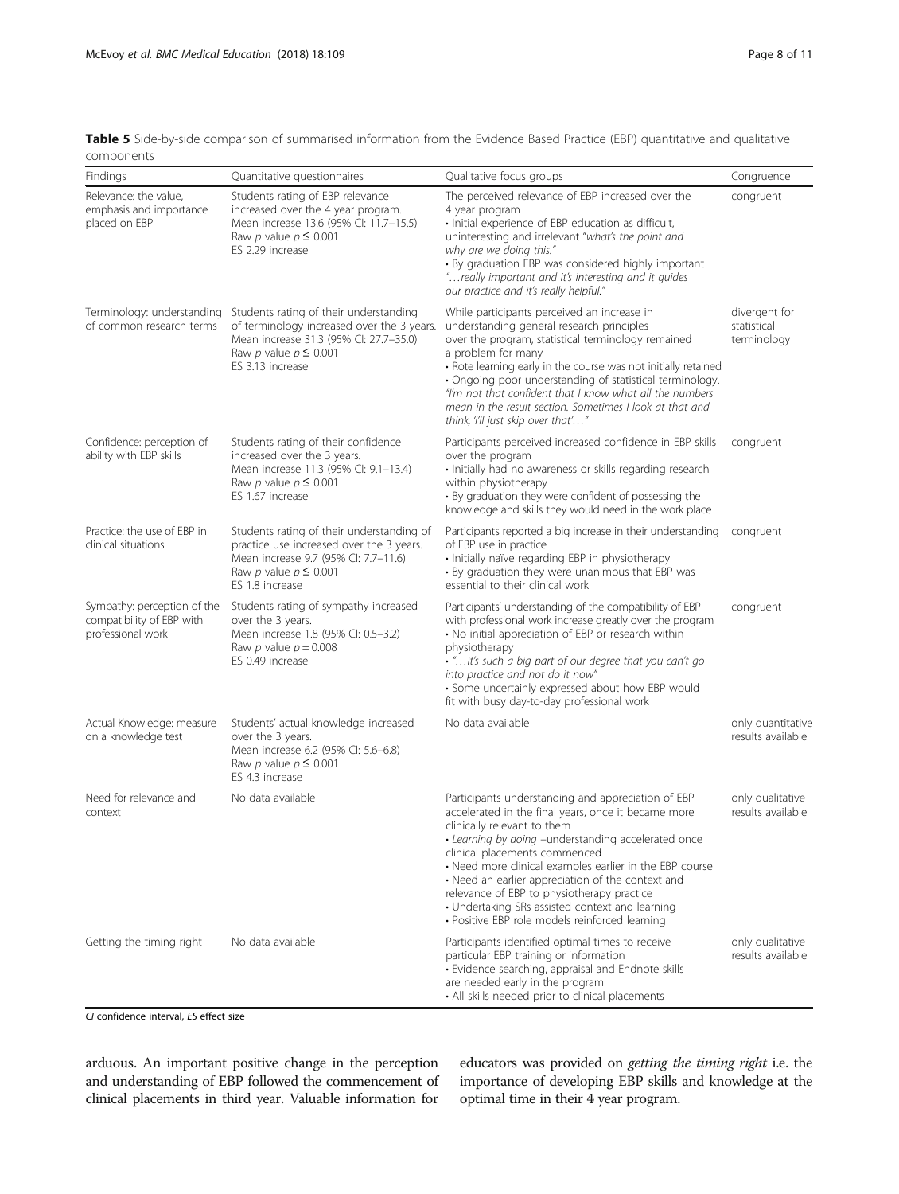**Table 5** Side-by-side comparison of summarised information from the Evidence Based Practice (EBP) quantitative and qualitative components

| Findings | Quantitative questionnaires | Qualitative focus groups | Congruence |
|---|---|---|---|
| Relevance: the value, emphasis and importance placed on EBP | Students rating of EBP relevance increased over the 4 year program. Mean increase 13.6 (95% CI: 11.7–15.5) Raw $p$ value $p \leq 0.001$ ES 2.29 increase | The perceived relevance of EBP increased over the 4 year program • Initial experience of EBP education as difficult, uninteresting and irrelevant *"what's the point and why are we doing this."* • By graduation EBP was considered highly important *"…really important and it's interesting and it guides our practice and it's really helpful."* | congruent |
| Terminology: understanding of common research terms | Students rating of their understanding of terminology increased over the 3 years. Mean increase 31.3 (95% CI: 27.7–35.0) Raw $p$ value $p \leq 0.001$ ES 3.13 increase | While participants perceived an increase in understanding general research principles over the program, statistical terminology remained a problem for many • Rote learning early in the course was not initially retained • Ongoing poor understanding of statistical terminology. *"I'm not that confident that I know what all the numbers mean in the result section. Sometimes I look at that and think, 'I'll just skip over that'…"* | divergent for statistical terminology |
| Confidence: perception of ability with EBP skills | Students rating of their confidence increased over the 3 years. Mean increase 11.3 (95% CI: 9.1–13.4) Raw $p$ value $p \leq 0.001$ ES 1.67 increase | Participants perceived increased confidence in EBP skills over the program • Initially had no awareness or skills regarding research within physiotherapy • By graduation they were confident of possessing the knowledge and skills they would need in the work place | congruent |
| Practice: the use of EBP in clinical situations | Students rating of their understanding of practice use increased over the 3 years. Mean increase 9.7 (95% CI: 7.7–11.6) Raw $p$ value $p \leq 0.001$ ES 1.8 increase | Participants reported a big increase in their understanding of EBP use in practice • Initially naive regarding EBP in physiotherapy • By graduation they were unanimous that EBP was essential to their clinical work | congruent |
| Sympathy: perception of the compatibility of EBP with professional work | Students rating of sympathy increased over the 3 years. Mean increase 1.8 (95% CI: 0.5–3.2) Raw $p$ value $p = 0.008$ ES 0.49 increase | Participants' understanding of the compatibility of EBP with professional work increase greatly over the program • No initial appreciation of EBP or research within physiotherapy • *"…it's such a big part of our degree that you can't go into practice and not do it now"* • Some uncertainly expressed about how EBP would fit with busy day-to-day professional work | congruent |
| Actual Knowledge: measure on a knowledge test | Students' actual knowledge increased over the 3 years. Mean increase 6.2 (95% CI: 5.6–6.8) Raw $p$ value $p \leq 0.001$ ES 4.3 increase | No data available | only quantitative results available |
| Need for relevance and context | No data available | Participants understanding and appreciation of EBP accelerated in the final years, once it became more clinically relevant to them • *Learning by doing* –understanding accelerated once clinical placements commenced • Need more clinical examples earlier in the EBP course • Need an earlier appreciation of the context and relevance of EBP to physiotherapy practice • Undertaking SRs assisted context and learning • Positive EBP role models reinforced learning | only qualitative results available |
| Getting the timing right | No data available | Participants identified optimal times to receive particular EBP training or information • Evidence searching, appraisal and Endnote skills are needed early in the program • All skills needed prior to clinical placements | only qualitative results available |

*CI* confidence interval, *ES* effect size

arduous. An important positive change in the perception and understanding of EBP followed the commencement of clinical placements in third year. Valuable information for educators was provided on *getting the timing right* i.e. the importance of developing EBP skills and knowledge at the optimal time in their 4 year program.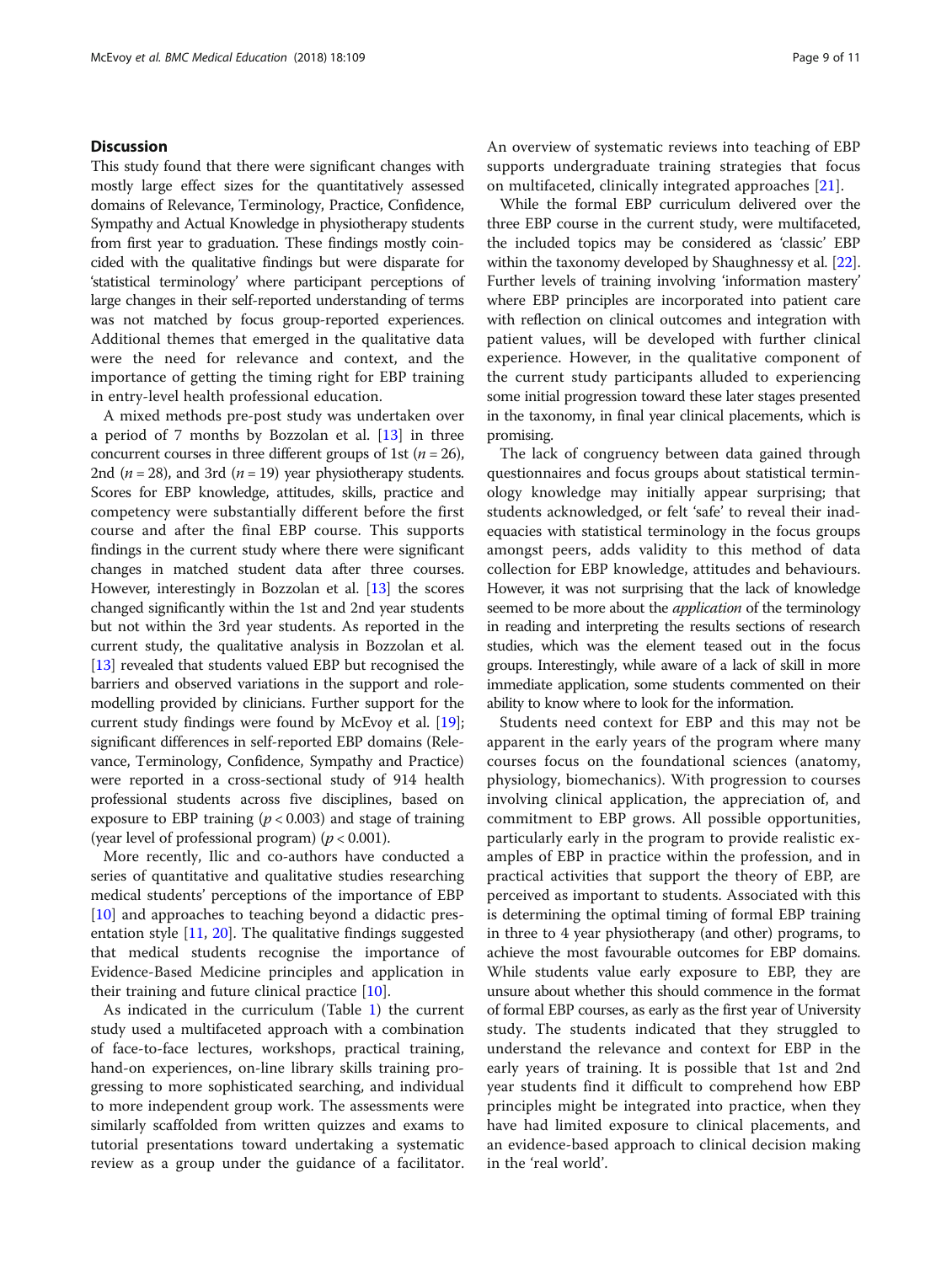## Discussion

This study found that there were significant changes with mostly large effect sizes for the quantitatively assessed domains of Relevance, Terminology, Practice, Confidence, Sympathy and Actual Knowledge in physiotherapy students from first year to graduation. These findings mostly coincided with the qualitative findings but were disparate for 'statistical terminology' where participant perceptions of large changes in their self-reported understanding of terms was not matched by focus group-reported experiences. Additional themes that emerged in the qualitative data were the need for relevance and context, and the importance of getting the timing right for EBP training in entry-level health professional education.

A mixed methods pre-post study was undertaken over a period of 7 months by Bozzolan et al. [13] in three concurrent courses in three different groups of 1st ($n = 26$), 2nd ($n = 28$), and 3rd ($n = 19$) year physiotherapy students. Scores for EBP knowledge, attitudes, skills, practice and competency were substantially different before the first course and after the final EBP course. This supports findings in the current study where there were significant changes in matched student data after three courses. However, interestingly in Bozzolan et al. [13] the scores changed significantly within the 1st and 2nd year students but not within the 3rd year students. As reported in the current study, the qualitative analysis in Bozzolan et al. [13] revealed that students valued EBP but recognised the barriers and observed variations in the support and role-modelling provided by clinicians. Further support for the current study findings were found by McEvoy et al. [19]; significant differences in self-reported EBP domains (Relevance, Terminology, Confidence, Sympathy and Practice) were reported in a cross-sectional study of 914 health professional students across five disciplines, based on exposure to EBP training ($p < 0.003$) and stage of training (year level of professional program) ($p < 0.001$).

More recently, Ilic and co-authors have conducted a series of quantitative and qualitative studies researching medical students' perceptions of the importance of EBP [10] and approaches to teaching beyond a didactic presentation style [11, 20]. The qualitative findings suggested that medical students recognise the importance of Evidence-Based Medicine principles and application in their training and future clinical practice [10].

As indicated in the curriculum (Table 1) the current study used a multifaceted approach with a combination of face-to-face lectures, workshops, practical training, hand-on experiences, on-line library skills training progressing to more sophisticated searching, and individual to more independent group work. The assessments were similarly scaffolded from written quizzes and exams to tutorial presentations toward undertaking a systematic review as a group under the guidance of a facilitator. An overview of systematic reviews into teaching of EBP supports undergraduate training strategies that focus on multifaceted, clinically integrated approaches [21].

While the formal EBP curriculum delivered over the three EBP course in the current study, were multifaceted, the included topics may be considered as 'classic' EBP within the taxonomy developed by Shaughnessy et al. [22]. Further levels of training involving 'information mastery' where EBP principles are incorporated into patient care with reflection on clinical outcomes and integration with patient values, will be developed with further clinical experience. However, in the qualitative component of the current study participants alluded to experiencing some initial progression toward these later stages presented in the taxonomy, in final year clinical placements, which is promising.

The lack of congruency between data gained through questionnaires and focus groups about statistical terminology knowledge may initially appear surprising; that students acknowledged, or felt 'safe' to reveal their inadequacies with statistical terminology in the focus groups amongst peers, adds validity to this method of data collection for EBP knowledge, attitudes and behaviours. However, it was not surprising that the lack of knowledge seemed to be more about the *application* of the terminology in reading and interpreting the results sections of research studies, which was the element teased out in the focus groups. Interestingly, while aware of a lack of skill in more immediate application, some students commented on their ability to know where to look for the information.

Students need context for EBP and this may not be apparent in the early years of the program where many courses focus on the foundational sciences (anatomy, physiology, biomechanics). With progression to courses involving clinical application, the appreciation of, and commitment to EBP grows. All possible opportunities, particularly early in the program to provide realistic examples of EBP in practice within the profession, and in practical activities that support the theory of EBP, are perceived as important to students. Associated with this is determining the optimal timing of formal EBP training in three to 4 year physiotherapy (and other) programs, to achieve the most favourable outcomes for EBP domains. While students value early exposure to EBP, they are unsure about whether this should commence in the format of formal EBP courses, as early as the first year of University study. The students indicated that they struggled to understand the relevance and context for EBP in the early years of training. It is possible that 1st and 2nd year students find it difficult to comprehend how EBP principles might be integrated into practice, when they have had limited exposure to clinical placements, and an evidence-based approach to clinical decision making in the 'real world'.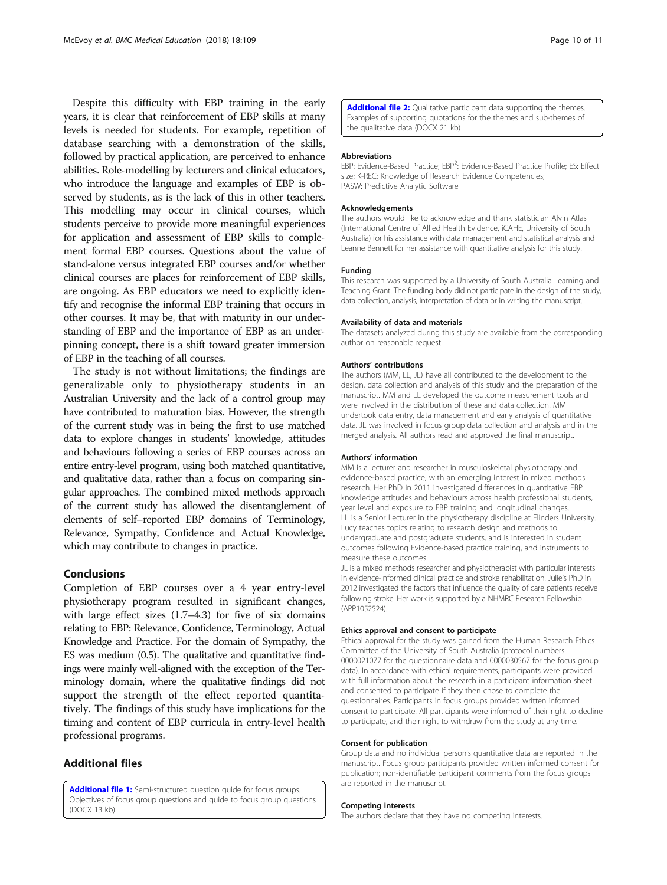Despite this difficulty with EBP training in the early years, it is clear that reinforcement of EBP skills at many levels is needed for students. For example, repetition of database searching with a demonstration of the skills, followed by practical application, are perceived to enhance abilities. Role-modelling by lecturers and clinical educators, who introduce the language and examples of EBP is observed by students, as is the lack of this in other teachers. This modelling may occur in clinical courses, which students perceive to provide more meaningful experiences for application and assessment of EBP skills to complement formal EBP courses. Questions about the value of stand-alone versus integrated EBP courses and/or whether clinical courses are places for reinforcement of EBP skills, are ongoing. As EBP educators we need to explicitly identify and recognise the informal EBP training that occurs in other courses. It may be, that with maturity in our understanding of EBP and the importance of EBP as an underpinning concept, there is a shift toward greater immersion of EBP in the teaching of all courses.

The study is not without limitations; the findings are generalizable only to physiotherapy students in an Australian University and the lack of a control group may have contributed to maturation bias. However, the strength of the current study was in being the first to use matched data to explore changes in students' knowledge, attitudes and behaviours following a series of EBP courses across an entire entry-level program, using both matched quantitative, and qualitative data, rather than a focus on comparing singular approaches. The combined mixed methods approach of the current study has allowed the disentanglement of elements of self–reported EBP domains of Terminology, Relevance, Sympathy, Confidence and Actual Knowledge, which may contribute to changes in practice.

## Conclusions

Completion of EBP courses over a 4 year entry-level physiotherapy program resulted in significant changes, with large effect sizes (1.7–4.3) for five of six domains relating to EBP: Relevance, Confidence, Terminology, Actual Knowledge and Practice. For the domain of Sympathy, the ES was medium (0.5). The qualitative and quantitative findings were mainly well-aligned with the exception of the Terminology domain, where the qualitative findings did not support the strength of the effect reported quantitatively. The findings of this study have implications for the timing and content of EBP curricula in entry-level health professional programs.

## Additional files

**Additional file 1:** Semi-structured question guide for focus groups. Objectives of focus group questions and guide to focus group questions (DOCX 13 kb)

**Additional file 2:** Qualitative participant data supporting the themes. Examples of supporting quotations for the themes and sub-themes of the qualitative data (DOCX 21 kb)

#### Abbreviations

EBP: Evidence-Based Practice; EBP[2]: Evidence-Based Practice Profile; ES: Effect size; K-REC: Knowledge of Research Evidence Competencies; PASW: Predictive Analytic Software

#### Acknowledgements

The authors would like to acknowledge and thank statistician Alvin Atlas (International Centre of Allied Health Evidence, iCAHE, University of South Australia) for his assistance with data management and statistical analysis and Leanne Bennett for her assistance with quantitative analysis for this study.

#### Funding

This research was supported by a University of South Australia Learning and Teaching Grant. The funding body did not participate in the design of the study, data collection, analysis, interpretation of data or in writing the manuscript.

#### Availability of data and materials

The datasets analyzed during this study are available from the corresponding author on reasonable request.

#### Authors' contributions

The authors (MM, LL, JL) have all contributed to the development to the design, data collection and analysis of this study and the preparation of the manuscript. MM and LL developed the outcome measurement tools and were involved in the distribution of these and data collection. MM undertook data entry, data management and early analysis of quantitative data. JL was involved in focus group data collection and analysis and in the merged analysis. All authors read and approved the final manuscript.

#### Authors' information

MM is a lecturer and researcher in musculoskeletal physiotherapy and evidence-based practice, with an emerging interest in mixed methods research. Her PhD in 2011 investigated differences in quantitative EBP knowledge attitudes and behaviours across health professional students, year level and exposure to EBP training and longitudinal changes.

LL is a Senior Lecturer in the physiotherapy discipline at Flinders University. Lucy teaches topics relating to research design and methods to undergraduate and postgraduate students, and is interested in student outcomes following Evidence-based practice training, and instruments to measure these outcomes.

JL is a mixed methods researcher and physiotherapist with particular interests in evidence-informed clinical practice and stroke rehabilitation. Julie's PhD in 2012 investigated the factors that influence the quality of care patients receive following stroke. Her work is supported by a NHMRC Research Fellowship (APP1052524).

#### Ethics approval and consent to participate

Ethical approval for the study was gained from the Human Research Ethics Committee of the University of South Australia (protocol numbers 0000021077 for the questionnaire data and 0000030567 for the focus group data). In accordance with ethical requirements, participants were provided with full information about the research in a participant information sheet and consented to participate if they then chose to complete the questionnaires. Participants in focus groups provided written informed consent to participate. All participants were informed of their right to decline to participate, and their right to withdraw from the study at any time.

#### Consent for publication

Group data and no individual person's quantitative data are reported in the manuscript. Focus group participants provided written informed consent for publication; non-identifiable participant comments from the focus groups are reported in the manuscript.

#### Competing interests

The authors declare that they have no competing interests.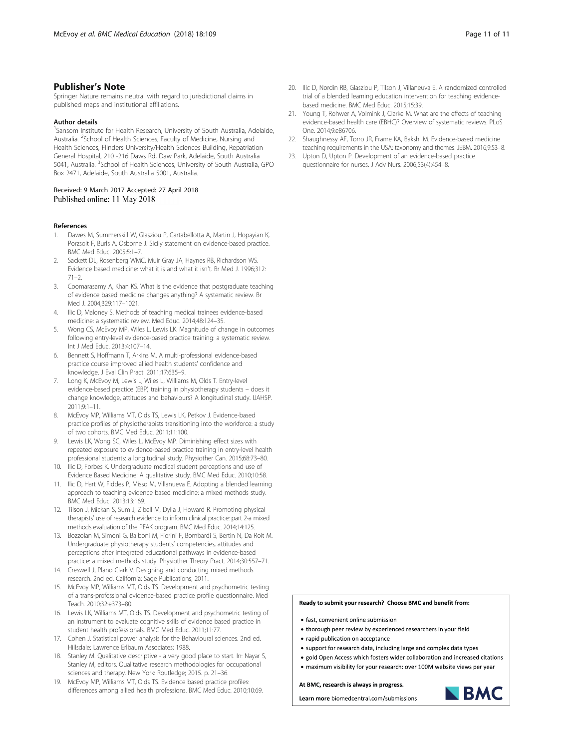## Publisher's Note

Springer Nature remains neutral with regard to jurisdictional claims in published maps and institutional affiliations.

### Author details

[1]Sansom Institute for Health Research, University of South Australia, Adelaide, Australia. [2]School of Health Sciences, Faculty of Medicine, Nursing and Health Sciences, Flinders University/Health Sciences Building, Repatriation General Hospital, 210 -216 Daws Rd, Daw Park, Adelaide, South Australia 5041, Australia. [3]School of Health Sciences, University of South Australia, GPO Box 2471, Adelaide, South Australia 5001, Australia.

Received: 9 March 2017 Accepted: 27 April 2018
Published online: 11 May 2018

### References

1. Dawes M, Summerskill W, Glasziou P, Cartabellotta A, Martin J, Hopayian K, Porzsolt F, Burls A, Osborne J. Sicily statement on evidence-based practice. BMC Med Educ. 2005;5:1–7.
2. Sackett DL, Rosenberg WMC, Muir Gray JA, Haynes RB, Richardson WS. Evidence based medicine: what it is and what it isn't. Br Med J. 1996;312:71–2.
3. Coomarasamy A, Khan KS. What is the evidence that postgraduate teaching of evidence based medicine changes anything? A systematic review. Br Med J. 2004;329:117–1021.
4. Ilic D, Maloney S. Methods of teaching medical trainees evidence-based medicine: a systematic review. Med Educ. 2014;48:124–35.
5. Wong CS, McEvoy MP, Wiles L, Lewis LK. Magnitude of change in outcomes following entry-level evidence-based practice training: a systematic review. Int J Med Educ. 2013;4:107–14.
6. Bennett S, Hoffmann T, Arkins M. A multi-professional evidence-based practice course improved allied health students' confidence and knowledge. J Eval Clin Pract. 2011;17:635–9.
7. Long K, McEvoy M, Lewis L, Wiles L, Williams M, Olds T. Entry-level evidence-based practice (EBP) training in physiotherapy students – does it change knowledge, attitudes and behaviours? A longitudinal study. IJAHSP. 2011;9:1–11.
8. McEvoy MP, Williams MT, Olds TS, Lewis LK, Petkov J. Evidence-based practice profiles of physiotherapists transitioning into the workforce: a study of two cohorts. BMC Med Educ. 2011;11:100.
9. Lewis LK, Wong SC, Wiles L, McEvoy MP. Diminishing effect sizes with repeated exposure to evidence-based practice training in entry-level health professional students: a longitudinal study. Physiother Can. 2015;68:73–80.
10. Ilic D, Forbes K. Undergraduate medical student perceptions and use of Evidence Based Medicine: A qualitative study. BMC Med Educ. 2010;10:58.
11. Ilic D, Hart W, Fiddes P, Misso M, Villanueva E. Adopting a blended learning approach to teaching evidence based medicine: a mixed methods study. BMC Med Educ. 2013;13:169.
12. Tilson J, Mickan S, Sum J, Zibell M, Dylla J, Howard R. Promoting physical therapists' use of research evidence to inform clinical practice: part 2-a mixed methods evaluation of the PEAK program. BMC Med Educ. 2014;14:125.
13. Bozzolan M, Simoni G, Balboni M, Fiorini F, Bombardi S, Bertin N, Da Roit M. Undergraduate physiotherapy students' competencies, attitudes and perceptions after integrated educational pathways in evidence-based practice: a mixed methods study. Physiother Theory Pract. 2014;30:557–71.
14. Creswell J, Plano Clark V. Designing and conducting mixed methods research. 2nd ed. California: Sage Publications; 2011.
15. McEvoy MP, Williams MT, Olds TS. Development and psychometric testing of a trans-professional evidence-based practice profile questionnaire. Med Teach. 2010;32:e373–80.
16. Lewis LK, Williams MT, Olds TS. Development and psychometric testing of an instrument to evaluate cognitive skills of evidence based practice in student health professionals. BMC Med Educ. 2011;11:77.
17. Cohen J. Statistical power analysis for the Behavioural sciences. 2nd ed. Hillsdale: Lawrence Erlbaum Associates; 1988.
18. Stanley M. Qualitative descriptive - a very good place to start. In: Nayar S, Stanley M, editors. Qualitative research methodologies for occupational sciences and therapy. New York: Routledge; 2015. p. 21–36.
19. McEvoy MP, Williams MT, Olds TS. Evidence based practice profiles: differences among allied health professions. BMC Med Educ. 2010;10:69.
20. Ilic D, Nordin RB, Glasziou P, Tilson J, Villaneuva E. A randomized controlled trial of a blended learning education intervention for teaching evidence-based medicine. BMC Med Educ. 2015;15:39.
21. Young T, Rohwer A, Volmink J, Clarke M. What are the effects of teaching evidence-based health care (EBHC)? Overview of systematic reviews. PLoS One. 2014;9:e86706.
22. Shaughnessy AF, Torro JR, Frame KA, Bakshi M. Evidence-based medicine teaching requirements in the USA: taxonomy and themes. JEBM. 2016;9:53–8.
23. Upton D, Upton P. Development of an evidence-based practice questionnaire for nurses. J Adv Nurs. 2006;53(4):454–8.

**Ready to submit your research? Choose BMC and benefit from:**

- fast, convenient online submission
- thorough peer review by experienced researchers in your field
- rapid publication on acceptance
- support for research data, including large and complex data types
- gold Open Access which fosters wider collaboration and increased citations
- maximum visibility for your research: over 100M website views per year

**At BMC, research is always in progress.**

**Learn more** biomedcentral.com/submissions

BMC